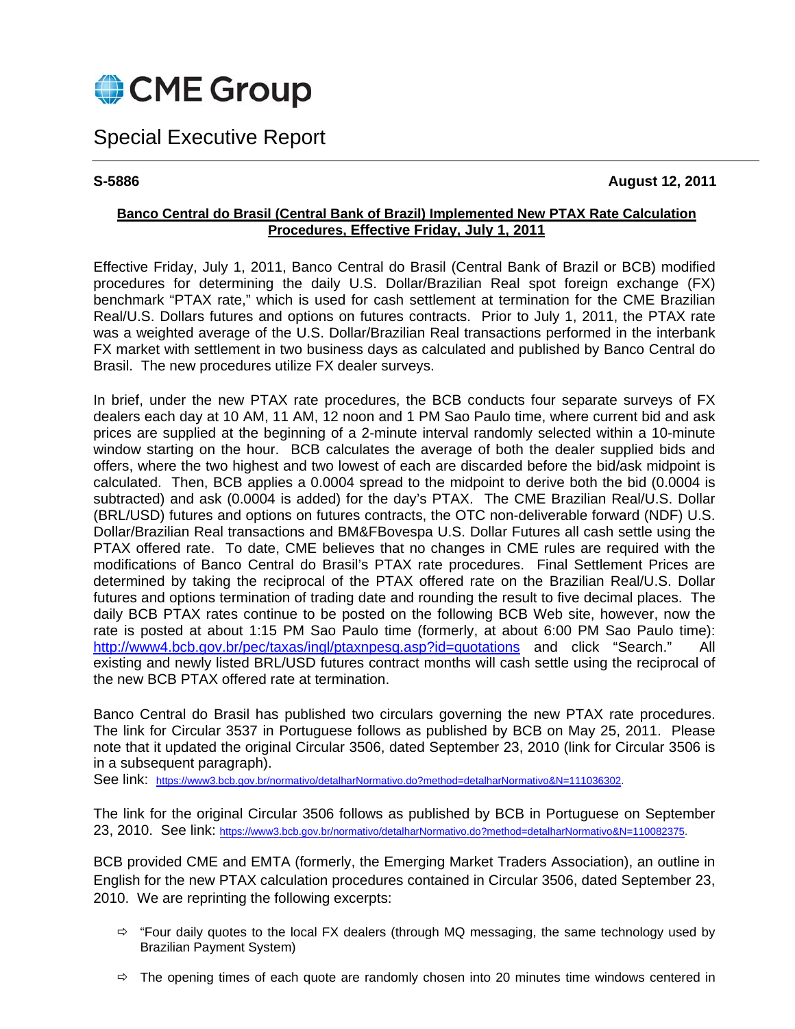# CME Group

## Special Executive Report

**S-5886** **August 12, 2011**

**Banco Central do Brasil (Central Bank of Brazil) Implemented New PTAX Rate Calculation Procedures, Effective Friday, July 1, 2011**

Effective Friday, July 1, 2011, Banco Central do Brasil (Central Bank of Brazil or BCB) modified procedures for determining the daily U.S. Dollar/Brazilian Real spot foreign exchange (FX) benchmark "PTAX rate," which is used for cash settlement at termination for the CME Brazilian Real/U.S. Dollars futures and options on futures contracts. Prior to July 1, 2011, the PTAX rate was a weighted average of the U.S. Dollar/Brazilian Real transactions performed in the interbank FX market with settlement in two business days as calculated and published by Banco Central do Brasil. The new procedures utilize FX dealer surveys.

In brief, under the new PTAX rate procedures, the BCB conducts four separate surveys of FX dealers each day at 10 AM, 11 AM, 12 noon and 1 PM Sao Paulo time, where current bid and ask prices are supplied at the beginning of a 2-minute interval randomly selected within a 10-minute window starting on the hour. BCB calculates the average of both the dealer supplied bids and offers, where the two highest and two lowest of each are discarded before the bid/ask midpoint is calculated. Then, BCB applies a 0.0004 spread to the midpoint to derive both the bid (0.0004 is subtracted) and ask (0.0004 is added) for the day's PTAX. The CME Brazilian Real/U.S. Dollar (BRL/USD) futures and options on futures contracts, the OTC non-deliverable forward (NDF) U.S. Dollar/Brazilian Real transactions and BM&FBovespa U.S. Dollar Futures all cash settle using the PTAX offered rate. To date, CME believes that no changes in CME rules are required with the modifications of Banco Central do Brasil's PTAX rate procedures. Final Settlement Prices are determined by taking the reciprocal of the PTAX offered rate on the Brazilian Real/U.S. Dollar futures and options termination of trading date and rounding the result to five decimal places. The daily BCB PTAX rates continue to be posted on the following BCB Web site, however, now the rate is posted at about 1:15 PM Sao Paulo time (formerly, at about 6:00 PM Sao Paulo time): http://www4.bcb.gov.br/pec/taxas/ingl/ptaxnpesq.asp?id=quotations and click "Search." All existing and newly listed BRL/USD futures contract months will cash settle using the reciprocal of the new BCB PTAX offered rate at termination.

Banco Central do Brasil has published two circulars governing the new PTAX rate procedures. The link for Circular 3537 in Portuguese follows as published by BCB on May 25, 2011. Please note that it updated the original Circular 3506, dated September 23, 2010 (link for Circular 3506 is in a subsequent paragraph).
See link: https://www3.bcb.gov.br/normativo/detalharNormativo.do?method=detalharNormativo&N=111036302.

The link for the original Circular 3506 follows as published by BCB in Portuguese on September 23, 2010. See link: https://www3.bcb.gov.br/normativo/detalharNormativo.do?method=detalharNormativo&N=110082375.

BCB provided CME and EMTA (formerly, the Emerging Market Traders Association), an outline in English for the new PTAX calculation procedures contained in Circular 3506, dated September 23, 2010. We are reprinting the following excerpts:

- "Four daily quotes to the local FX dealers (through MQ messaging, the same technology used by Brazilian Payment System)
- The opening times of each quote are randomly chosen into 20 minutes time windows centered in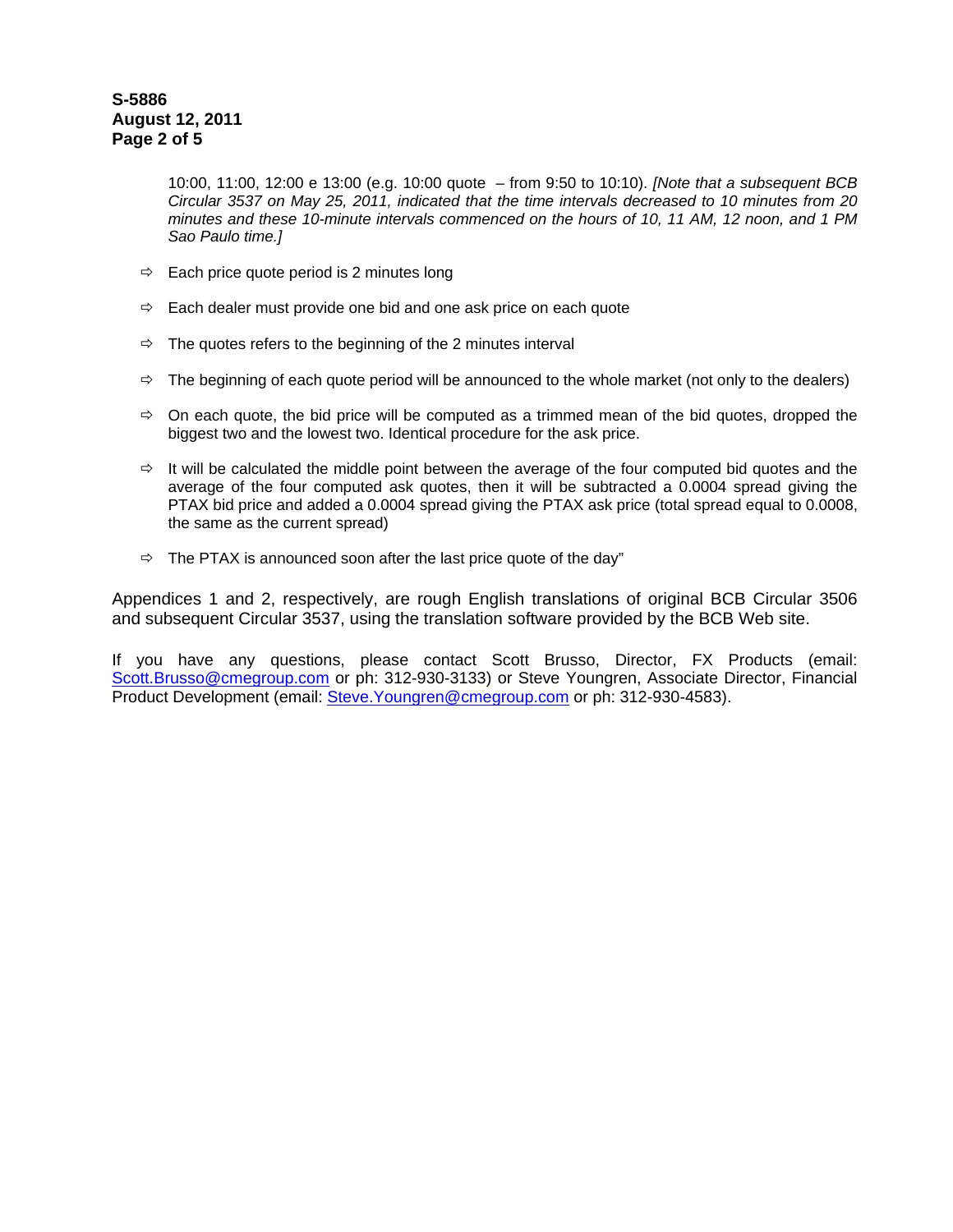10:00, 11:00, 12:00 e 13:00 (e.g. 10:00 quote – from 9:50 to 10:10). *[Note that a subsequent BCB Circular 3537 on May 25, 2011, indicated that the time intervals decreased to 10 minutes from 20 minutes and these 10-minute intervals commenced on the hours of 10, 11 AM, 12 noon, and 1 PM Sao Paulo time.]*

- ⇨ Each price quote period is 2 minutes long
- ⇨ Each dealer must provide one bid and one ask price on each quote
- ⇨ The quotes refers to the beginning of the 2 minutes interval
- ⇨ The beginning of each quote period will be announced to the whole market (not only to the dealers)
- ⇨ On each quote, the bid price will be computed as a trimmed mean of the bid quotes, dropped the biggest two and the lowest two. Identical procedure for the ask price.
- ⇨ It will be calculated the middle point between the average of the four computed bid quotes and the average of the four computed ask quotes, then it will be subtracted a 0.0004 spread giving the PTAX bid price and added a 0.0004 spread giving the PTAX ask price (total spread equal to 0.0008, the same as the current spread)
- ⇨ The PTAX is announced soon after the last price quote of the day"

Appendices 1 and 2, respectively, are rough English translations of original BCB Circular 3506 and subsequent Circular 3537, using the translation software provided by the BCB Web site.

If you have any questions, please contact Scott Brusso, Director, FX Products (email: Scott.Brusso@cmegroup.com or ph: 312-930-3133) or Steve Youngren, Associate Director, Financial Product Development (email: Steve.Youngren@cmegroup.com or ph: 312-930-4583).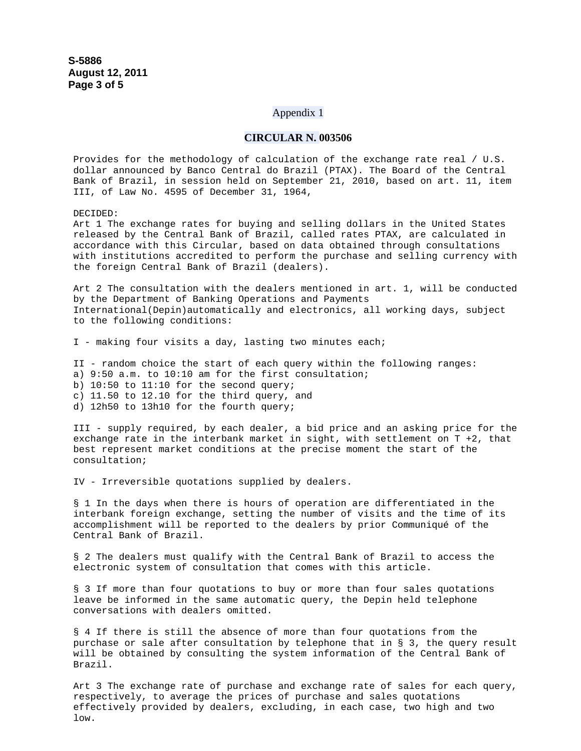Appendix 1

## CIRCULAR N. 003506

Provides for the methodology of calculation of the exchange rate real / U.S. dollar announced by Banco Central do Brazil (PTAX). The Board of the Central Bank of Brazil, in session held on September 21, 2010, based on art. 11, item III, of Law No. 4595 of December 31, 1964,

DECIDED:
Art 1 The exchange rates for buying and selling dollars in the United States released by the Central Bank of Brazil, called rates PTAX, are calculated in accordance with this Circular, based on data obtained through consultations with institutions accredited to perform the purchase and selling currency with the foreign Central Bank of Brazil (dealers).

Art 2 The consultation with the dealers mentioned in art. 1, will be conducted by the Department of Banking Operations and Payments International(Depin)automatically and electronics, all working days, subject to the following conditions:

I - making four visits a day, lasting two minutes each;

II - random choice the start of each query within the following ranges:
a) 9:50 a.m. to 10:10 am for the first consultation;
b) 10:50 to 11:10 for the second query;
c) 11.50 to 12.10 for the third query, and
d) 12h50 to 13h10 for the fourth query;

III - supply required, by each dealer, a bid price and an asking price for the exchange rate in the interbank market in sight, with settlement on T +2, that best represent market conditions at the precise moment the start of the consultation;

IV - Irreversible quotations supplied by dealers.

§ 1 In the days when there is hours of operation are differentiated in the interbank foreign exchange, setting the number of visits and the time of its accomplishment will be reported to the dealers by prior Communiqué of the Central Bank of Brazil.

§ 2 The dealers must qualify with the Central Bank of Brazil to access the electronic system of consultation that comes with this article.

§ 3 If more than four quotations to buy or more than four sales quotations leave be informed in the same automatic query, the Depin held telephone conversations with dealers omitted.

§ 4 If there is still the absence of more than four quotations from the purchase or sale after consultation by telephone that in § 3, the query result will be obtained by consulting the system information of the Central Bank of Brazil.

Art 3 The exchange rate of purchase and exchange rate of sales for each query, respectively, to average the prices of purchase and sales quotations effectively provided by dealers, excluding, in each case, two high and two low.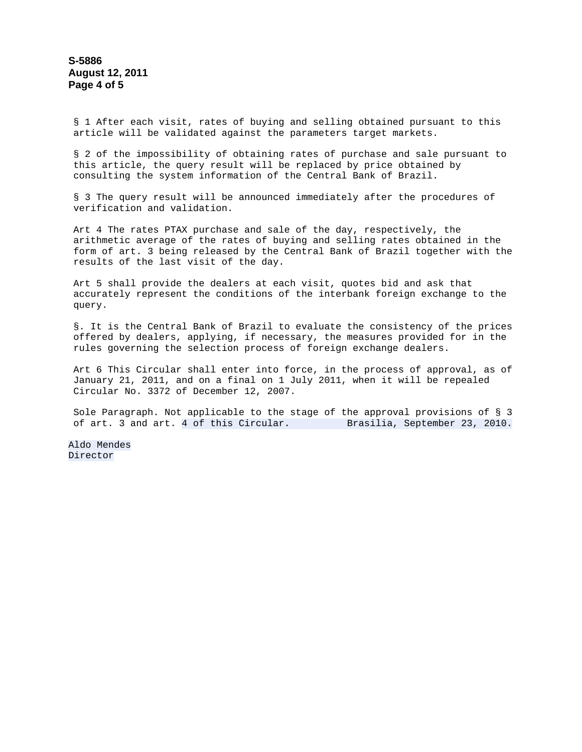§ 1 After each visit, rates of buying and selling obtained pursuant to this article will be validated against the parameters target markets.

§ 2 of the impossibility of obtaining rates of purchase and sale pursuant to this article, the query result will be replaced by price obtained by consulting the system information of the Central Bank of Brazil.

§ 3 The query result will be announced immediately after the procedures of verification and validation.

Art 4 The rates PTAX purchase and sale of the day, respectively, the arithmetic average of the rates of buying and selling rates obtained in the form of art. 3 being released by the Central Bank of Brazil together with the results of the last visit of the day.

Art 5 shall provide the dealers at each visit, quotes bid and ask that accurately represent the conditions of the interbank foreign exchange to the query.

§. It is the Central Bank of Brazil to evaluate the consistency of the prices offered by dealers, applying, if necessary, the measures provided for in the rules governing the selection process of foreign exchange dealers.

Art 6 This Circular shall enter into force, in the process of approval, as of January 21, 2011, and on a final on 1 July 2011, when it will be repealed Circular No. 3372 of December 12, 2007.

Sole Paragraph. Not applicable to the stage of the approval provisions of § 3 of art. 3 and art. 4 of this Circular.

Brasilia, September 23, 2010.

Aldo Mendes
Director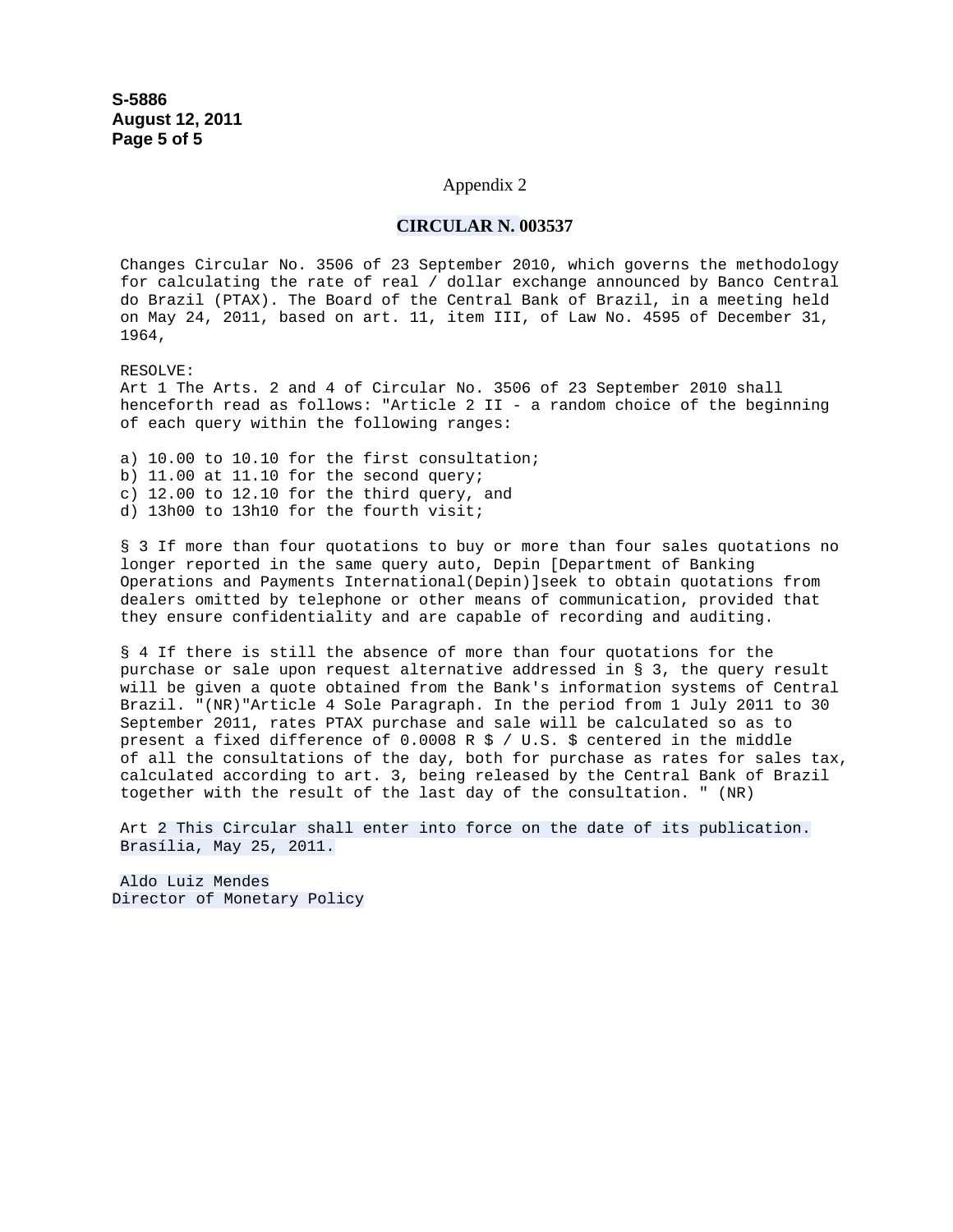Appendix 2

## CIRCULAR N. 003537

Changes Circular No. 3506 of 23 September 2010, which governs the methodology for calculating the rate of real / dollar exchange announced by Banco Central do Brazil (PTAX). The Board of the Central Bank of Brazil, in a meeting held on May 24, 2011, based on art. 11, item III, of Law No. 4595 of December 31, 1964,

RESOLVE:
Art 1 The Arts. 2 and 4 of Circular No. 3506 of 23 September 2010 shall henceforth read as follows: "Article 2 II - a random choice of the beginning of each query within the following ranges:

a) 10.00 to 10.10 for the first consultation;
b) 11.00 at 11.10 for the second query;
c) 12.00 to 12.10 for the third query, and
d) 13h00 to 13h10 for the fourth visit;

§ 3 If more than four quotations to buy or more than four sales quotations no longer reported in the same query auto, Depin [Department of Banking Operations and Payments International(Depin)]seek to obtain quotations from dealers omitted by telephone or other means of communication, provided that they ensure confidentiality and are capable of recording and auditing.

§ 4 If there is still the absence of more than four quotations for the purchase or sale upon request alternative addressed in § 3, the query result will be given a quote obtained from the Bank's information systems of Central Brazil. "(NR)"Article 4 Sole Paragraph. In the period from 1 July 2011 to 30 September 2011, rates PTAX purchase and sale will be calculated so as to present a fixed difference of 0.0008 R $ / U.S. $ centered in the middle of all the consultations of the day, both for purchase as rates for sales tax, calculated according to art. 3, being released by the Central Bank of Brazil together with the result of the last day of the consultation. " (NR)

Art 2 This Circular shall enter into force on the date of its publication.
Brasília, May 25, 2011.

Aldo Luiz Mendes
Director of Monetary Policy